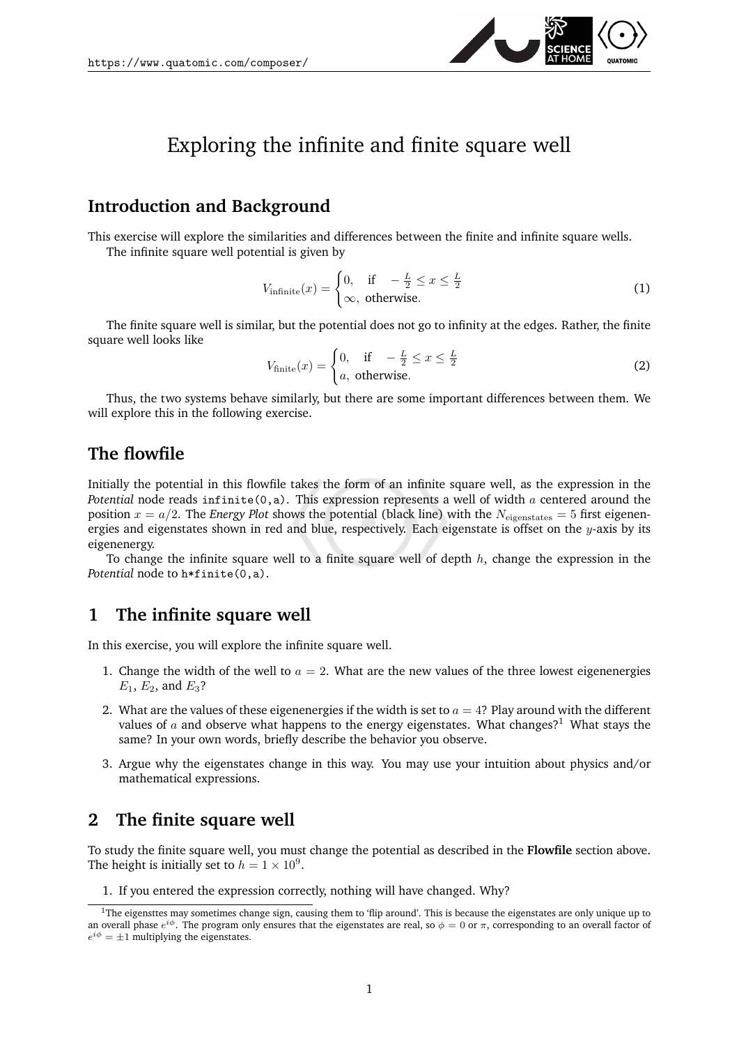# Exploring the infinite and finite square well

## Introduction and Background

This exercise will explore the similarities and differences between the finite and infinite square wells.

The infinite square well potential is given by

$$V_{\text{infinite}}(x) = \begin{cases} 0, & \text{if} \quad -\frac{L}{2} \leq x \leq \frac{L}{2} \\ \infty, & \text{otherwise.} \end{cases} \tag{1}$$

The finite square well is similar, but the potential does not go to infinity at the edges. Rather, the finite square well looks like

$$V_{\text{finite}}(x) = \begin{cases} 0, & \text{if} \quad -\frac{L}{2} \leq x \leq \frac{L}{2} \\ a, & \text{otherwise.} \end{cases} \tag{2}$$

Thus, the two systems behave similarly, but there are some important differences between them. We will explore this in the following exercise.

## The flowfile

Initially the potential in this flowfile takes the form of an infinite square well, as the expression in the *Potential* node reads `infinite(0,a)`. This expression represents a well of width $a$ centered around the position $x = a/2$. The *Energy Plot* shows the potential (black line) with the $N_{\text{eigenstates}} = 5$ first eigenenergies and eigenstates shown in red and blue, respectively. Each eigenstate is offset on the $y$-axis by its eigenenergy.

To change the infinite square well to a finite square well of depth $h$, change the expression in the *Potential* node to `h*finite(0,a)`.

## 1 The infinite square well

In this exercise, you will explore the infinite square well.

1. Change the width of the well to $a = 2$. What are the new values of the three lowest eigenenergies $E_1$, $E_2$, and $E_3$?
2. What are the values of these eigenenergies if the width is set to $a = 4$? Play around with the different values of $a$ and observe what happens to the energy eigenstates. What changes?[1] What stays the same? In your own words, briefly describe the behavior you observe.
3. Argue why the eigenstates change in this way. You may use your intuition about physics and/or mathematical expressions.

## 2 The finite square well

To study the finite square well, you must change the potential as described in the **Flowfile** section above. The height is initially set to $h = 1 \times 10^9$.

1. If you entered the expression correctly, nothing will have changed. Why?

[1] The eigensttes may sometimes change sign, causing them to 'flip around'. This is because the eigenstates are only unique up to an overall phase $e^{i\phi}$. The program only ensures that the eigenstates are real, so $\phi = 0$ or $\pi$, corresponding to an overall factor of $e^{i\phi} = \pm 1$ multiplying the eigenstates.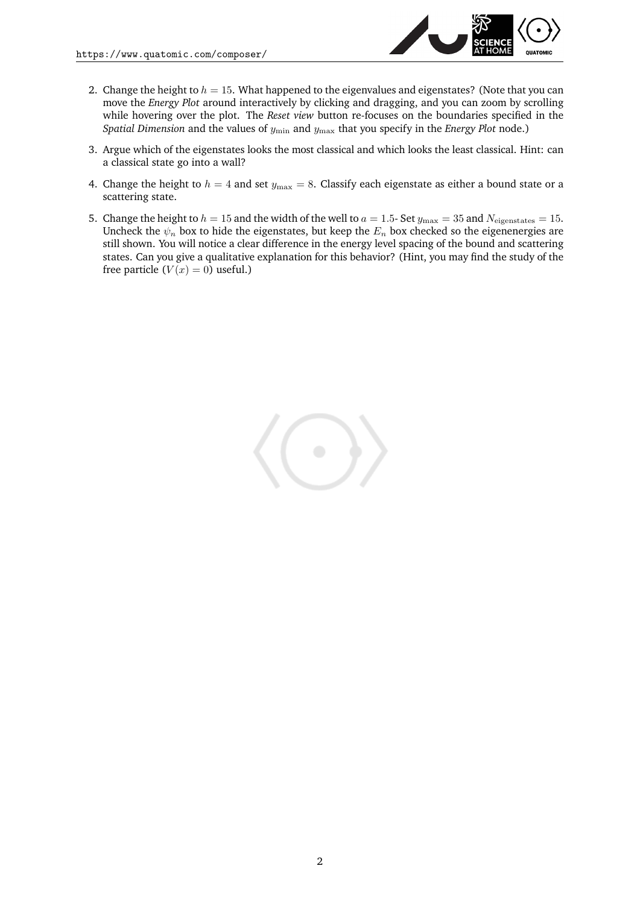2. Change the height to $h = 15$. What happened to the eigenvalues and eigenstates? (Note that you can move the *Energy Plot* around interactively by clicking and dragging, and you can zoom by scrolling while hovering over the plot. The *Reset view* button re-focuses on the boundaries specified in the *Spatial Dimension* and the values of $y_{\min}$ and $y_{\max}$ that you specify in the *Energy Plot* node.)

3. Argue which of the eigenstates looks the most classical and which looks the least classical. Hint: can a classical state go into a wall?

4. Change the height to $h = 4$ and set $y_{\max} = 8$. Classify each eigenstate as either a bound state or a scattering state.

5. Change the height to $h = 15$ and the width of the well to $a = 1.5$- Set $y_{\max} = 35$ and $N_{\text{eigenstates}} = 15$. Uncheck the $\psi_n$ box to hide the eigenstates, but keep the $E_n$ box checked so the eigenenergies are still shown. You will notice a clear difference in the energy level spacing of the bound and scattering states. Can you give a qualitative explanation for this behavior? (Hint, you may find the study of the free particle ($V(x) = 0$) useful.)